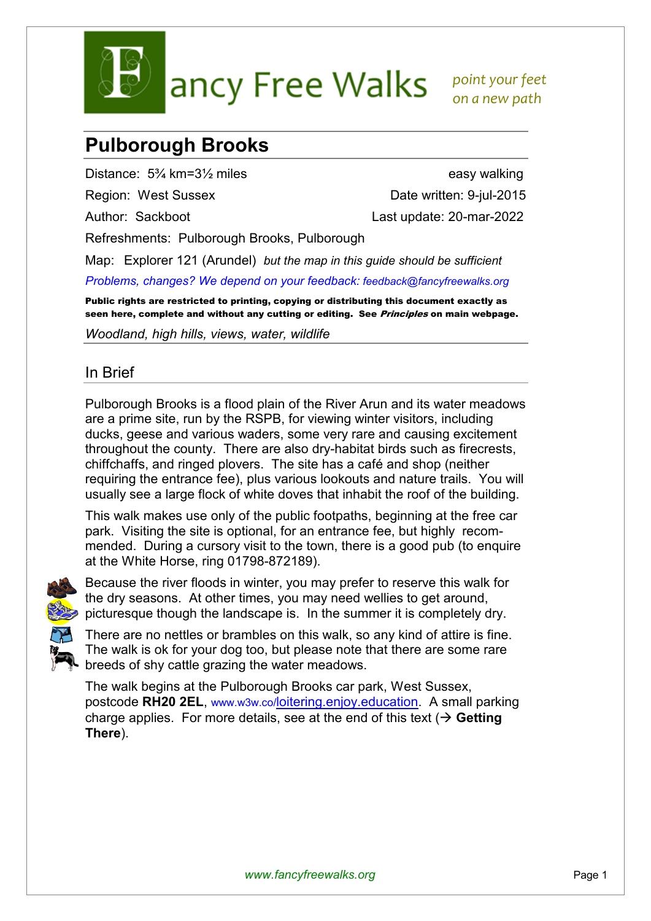Fancy Free Walks *point your feet on a new path*

# Pulborough Brooks

Distance: 5¾ km=3½ miles easy walking

Region: West Sussex Date written: 9-jul-2015

Author: Sackboot Last update: 20-mar-2022

Refreshments: Pulborough Brooks, Pulborough

Map: Explorer 121 (Arundel) *but the map in this guide should be sufficient*

*Problems, changes? We depend on your feedback: feedback@fancyfreewalks.org*

**Public rights are restricted to printing, copying or distributing this document exactly as seen here, complete and without any cutting or editing. See *Principles* on main webpage.**

*Woodland, high hills, views, water, wildlife*

## In Brief

Pulborough Brooks is a flood plain of the River Arun and its water meadows are a prime site, run by the RSPB, for viewing winter visitors, including ducks, geese and various waders, some very rare and causing excitement throughout the county. There are also dry-habitat birds such as firecrests, chiffchaffs, and ringed plovers. The site has a café and shop (neither requiring the entrance fee), plus various lookouts and nature trails. You will usually see a large flock of white doves that inhabit the roof of the building.

This walk makes use only of the public footpaths, beginning at the free car park. Visiting the site is optional, for an entrance fee, but highly recommended. During a cursory visit to the town, there is a good pub (to enquire at the White Horse, ring 01798-872189).

Because the river floods in winter, you may prefer to reserve this walk for the dry seasons. At other times, you may need wellies to get around, picturesque though the landscape is. In the summer it is completely dry.

There are no nettles or brambles on this walk, so any kind of attire is fine. The walk is ok for your dog too, but please note that there are some rare breeds of shy cattle grazing the water meadows.

The walk begins at the Pulborough Brooks car park, West Sussex, postcode **RH20 2EL**, www.w3w.co/loitering.enjoy.education. A small parking charge applies. For more details, see at the end of this text (→ **Getting There**).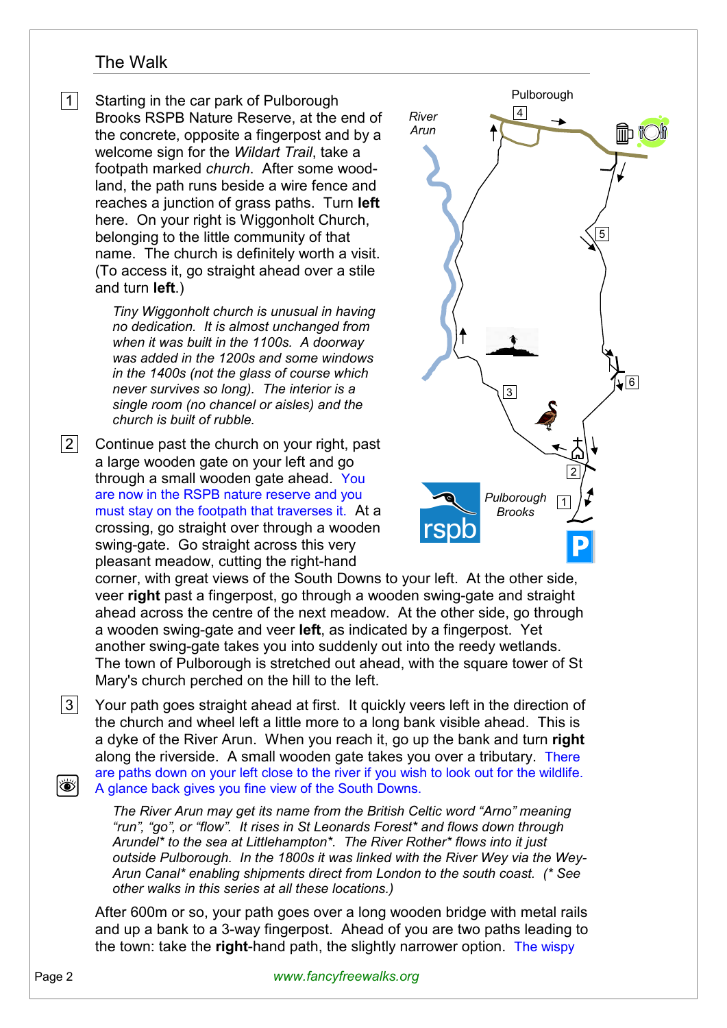## The Walk

1. Starting in the car park of Pulborough Brooks RSPB Nature Reserve, at the end of the concrete, opposite a fingerpost and by a welcome sign for the *Wildart Trail*, take a footpath marked *church*. After some woodland, the path runs beside a wire fence and reaches a junction of grass paths. Turn **left** here. On your right is Wiggonholt Church, belonging to the little community of that name. The church is definitely worth a visit. (To access it, go straight ahead over a stile and turn **left**.)

   *Tiny Wiggonholt church is unusual in having no dedication. It is almost unchanged from when it was built in the 1100s. A doorway was added in the 1200s and some windows in the 1400s (not the glass of course which never survives so long). The interior is a single room (no chancel or aisles) and the church is built of rubble.*

2. Continue past the church on your right, past a large wooden gate on your left and go through a small wooden gate ahead. You are now in the RSPB nature reserve and you must stay on the footpath that traverses it. At a crossing, go straight over through a wooden swing-gate. Go straight across this very pleasant meadow, cutting the right-hand corner, with great views of the South Downs to your left. At the other side, veer **right** past a fingerpost, go through a wooden swing-gate and straight ahead across the centre of the next meadow. At the other side, go through a wooden swing-gate and veer **left**, as indicated by a fingerpost. Yet another swing-gate takes you into suddenly out into the reedy wetlands. The town of Pulborough is stretched out ahead, with the square tower of St Mary's church perched on the hill to the left.

3. Your path goes straight ahead at first. It quickly veers left in the direction of the church and wheel left a little more to a long bank visible ahead. This is a dyke of the River Arun. When you reach it, go up the bank and turn **right** along the riverside. A small wooden gate takes you over a tributary. There are paths down on your left close to the river if you wish to look out for the wildlife. A glance back gives you fine view of the South Downs.

   *The River Arun may get its name from the British Celtic word "Arno" meaning "run", "go", or "flow". It rises in St Leonards Forest* and flows down through Arundel* to the sea at Littlehampton*. The River Rother* flows into it just outside Pulborough. In the 1800s it was linked with the River Wey via the Wey-Arun Canal* enabling shipments direct from London to the south coast. (* See other walks in this series at all these locations.)*

   After 600m or so, your path goes over a long wooden bridge with metal rails and up a bank to a 3-way fingerpost. Ahead of you are two paths leading to the town: take the **right**-hand path, the slightly narrower option. The wispy

Pulborough
River Arun
Pulborough Brooks
rspb
P

www.fancyfreewalks.org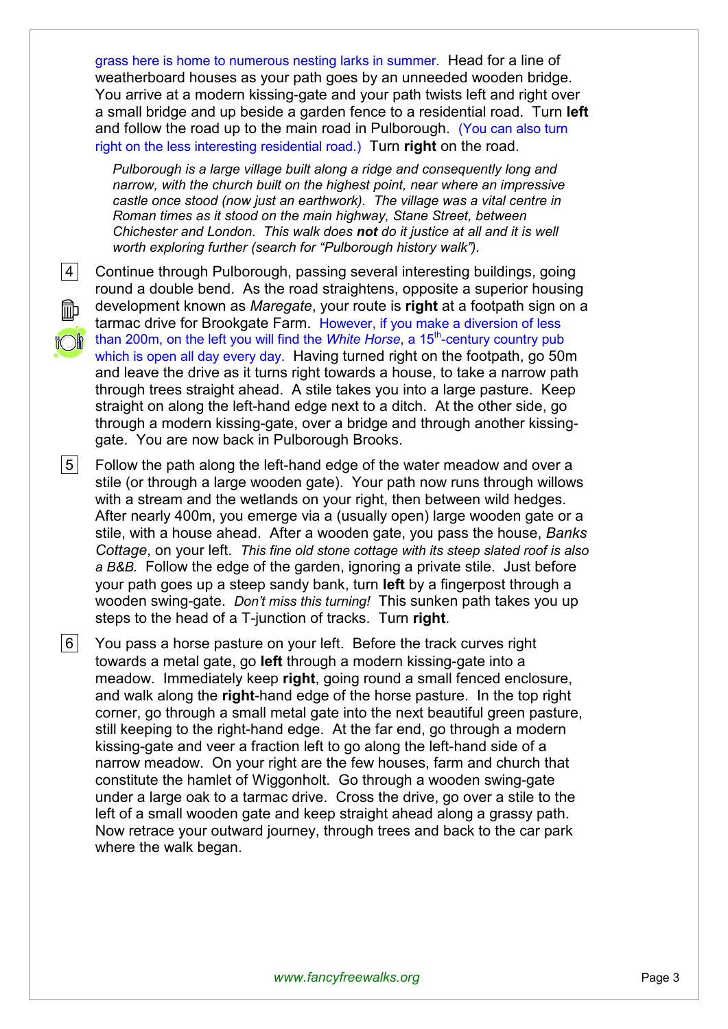grass here is home to numerous nesting larks in summer. Head for a line of weatherboard houses as your path goes by an unneeded wooden bridge. You arrive at a modern kissing-gate and your path twists left and right over a small bridge and up beside a garden fence to a residential road. Turn **left** and follow the road up to the main road in Pulborough. (You can also turn right on the less interesting residential road.) Turn **right** on the road.

*Pulborough is a large village built along a ridge and consequently long and narrow, with the church built on the highest point, near where an impressive castle once stood (now just an earthwork). The village was a vital centre in Roman times as it stood on the main highway, Stane Street, between Chichester and London. This walk does **not** do it justice at all and it is well worth exploring further (search for "Pulborough history walk").*

4. Continue through Pulborough, passing several interesting buildings, going round a double bend. As the road straightens, opposite a superior housing development known as *Maregate*, your route is **right** at a footpath sign on a tarmac drive for Brookgate Farm. However, if you make a diversion of less than 200m, on the left you will find the *White Horse*, a 15th-century country pub which is open all day every day. Having turned right on the footpath, go 50m and leave the drive as it turns right towards a house, to take a narrow path through trees straight ahead. A stile takes you into a large pasture. Keep straight on along the left-hand edge next to a ditch. At the other side, go through a modern kissing-gate, over a bridge and through another kissing-gate. You are now back in Pulborough Brooks.

5. Follow the path along the left-hand edge of the water meadow and over a stile (or through a large wooden gate). Your path now runs through willows with a stream and the wetlands on your right, then between wild hedges. After nearly 400m, you emerge via a (usually open) large wooden gate or a stile, with a house ahead. After a wooden gate, you pass the house, *Banks Cottage*, on your left. *This fine old stone cottage with its steep slated roof is also a B&B.* Follow the edge of the garden, ignoring a private stile. Just before your path goes up a steep sandy bank, turn **left** by a fingerpost through a wooden swing-gate. *Don't miss this turning!* This sunken path takes you up steps to the head of a T-junction of tracks. Turn **right**.

6. You pass a horse pasture on your left. Before the track curves right towards a metal gate, go **left** through a modern kissing-gate into a meadow. Immediately keep **right**, going round a small fenced enclosure, and walk along the **right**-hand edge of the horse pasture. In the top right corner, go through a small metal gate into the next beautiful green pasture, still keeping to the right-hand edge. At the far end, go through a modern kissing-gate and veer a fraction left to go along the left-hand side of a narrow meadow. On your right are the few houses, farm and church that constitute the hamlet of Wiggonholt. Go through a wooden swing-gate under a large oak to a tarmac drive. Cross the drive, go over a stile to the left of a small wooden gate and keep straight ahead along a grassy path. Now retrace your outward journey, through trees and back to the car park where the walk began.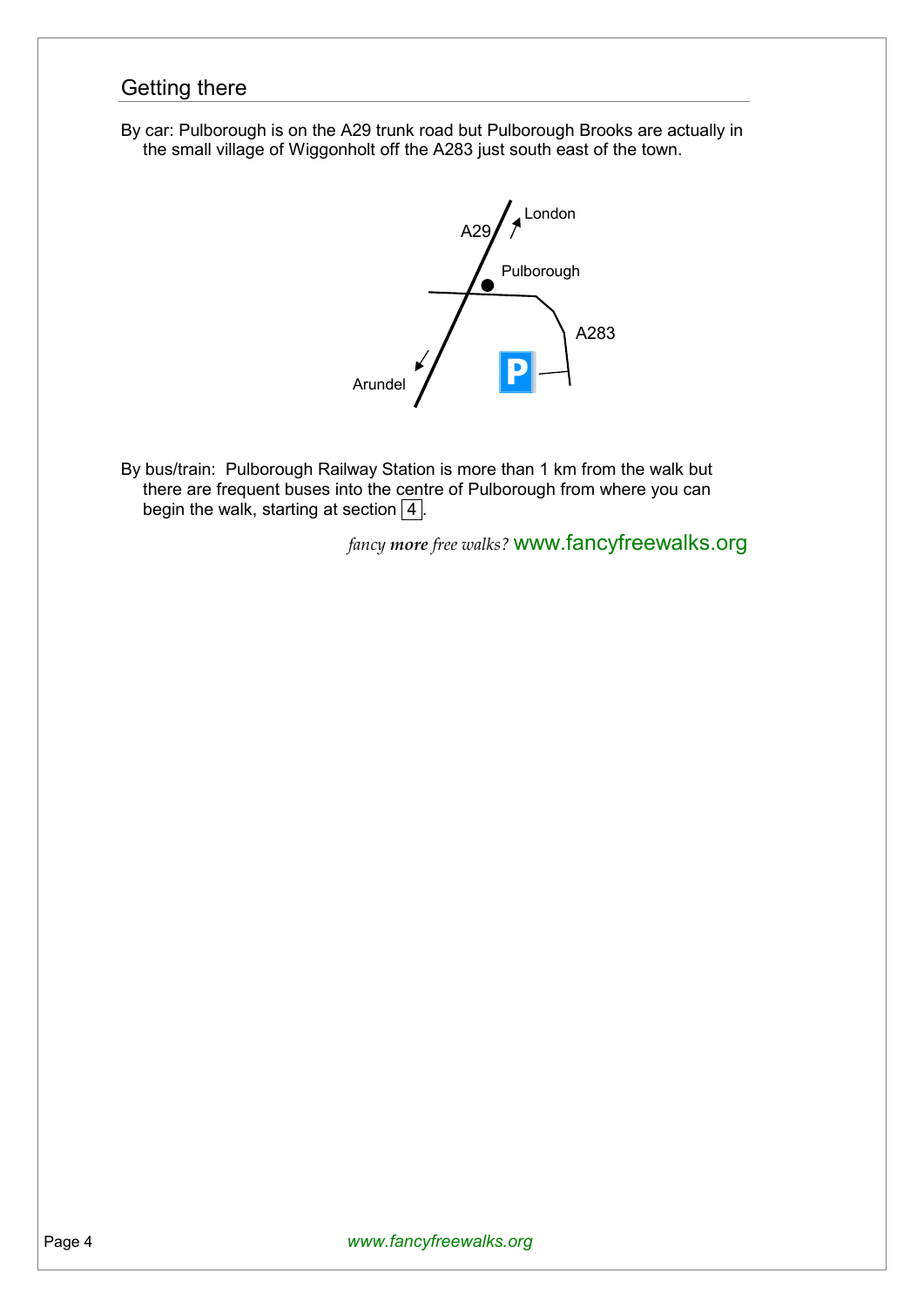## Getting there

By car: Pulborough is on the A29 trunk road but Pulborough Brooks are actually in the small village of Wiggonholt off the A283 just south east of the town.

London

A29

Pulborough

A283

P

Arundel

By bus/train: Pulborough Railway Station is more than 1 km from the walk but there are frequent buses into the centre of Pulborough from where you can begin the walk, starting at section 4.

*fancy* ***more*** *free walks?* www.fancyfreewalks.org